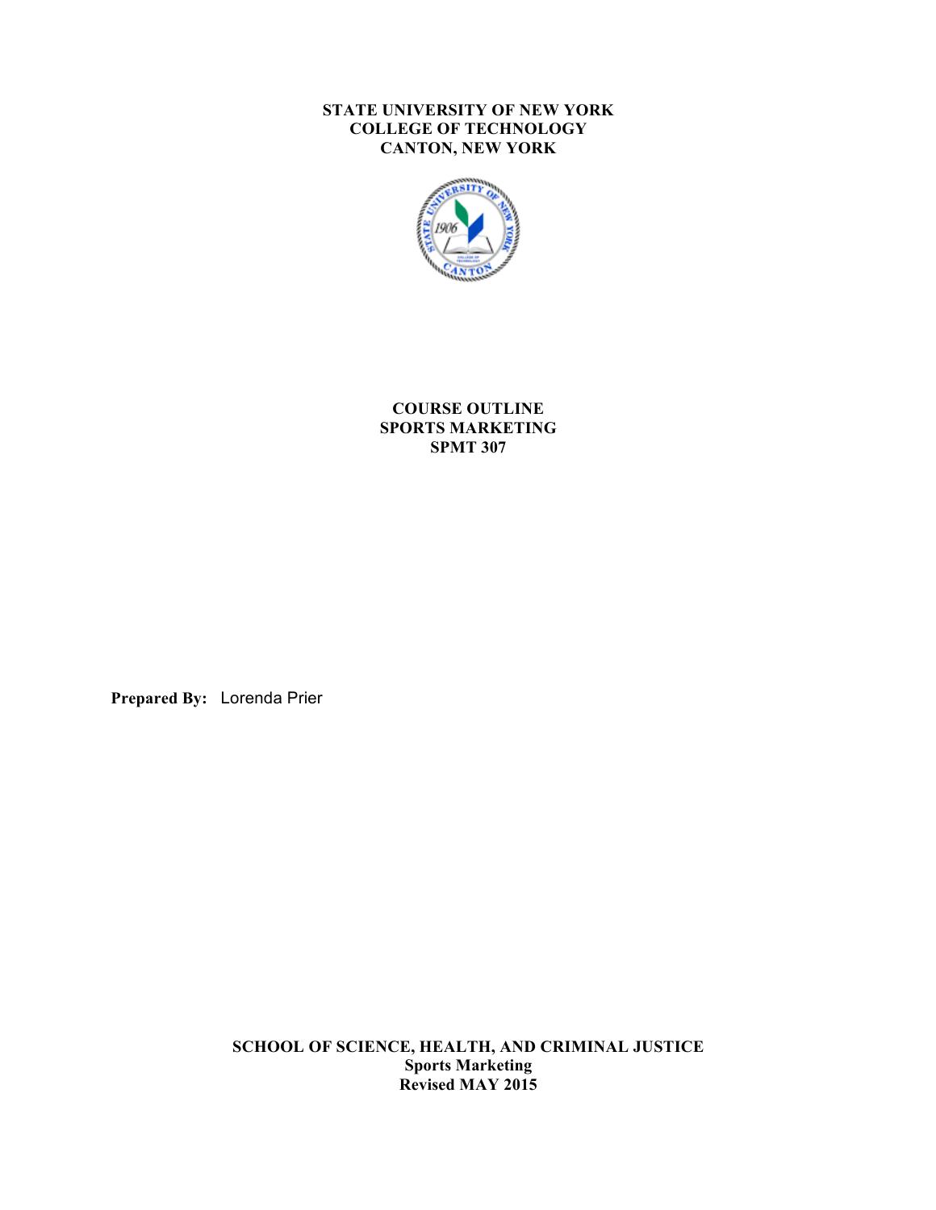**STATE UNIVERSITY OF NEW YORK**
**COLLEGE OF TECHNOLOGY**
**CANTON, NEW YORK**

# COURSE OUTLINE
## SPORTS MARKETING
## SPMT 307

**Prepared By:** Lorenda Prier

**SCHOOL OF SCIENCE, HEALTH, AND CRIMINAL JUSTICE**
**Sports Marketing**
**Revised MAY 2015**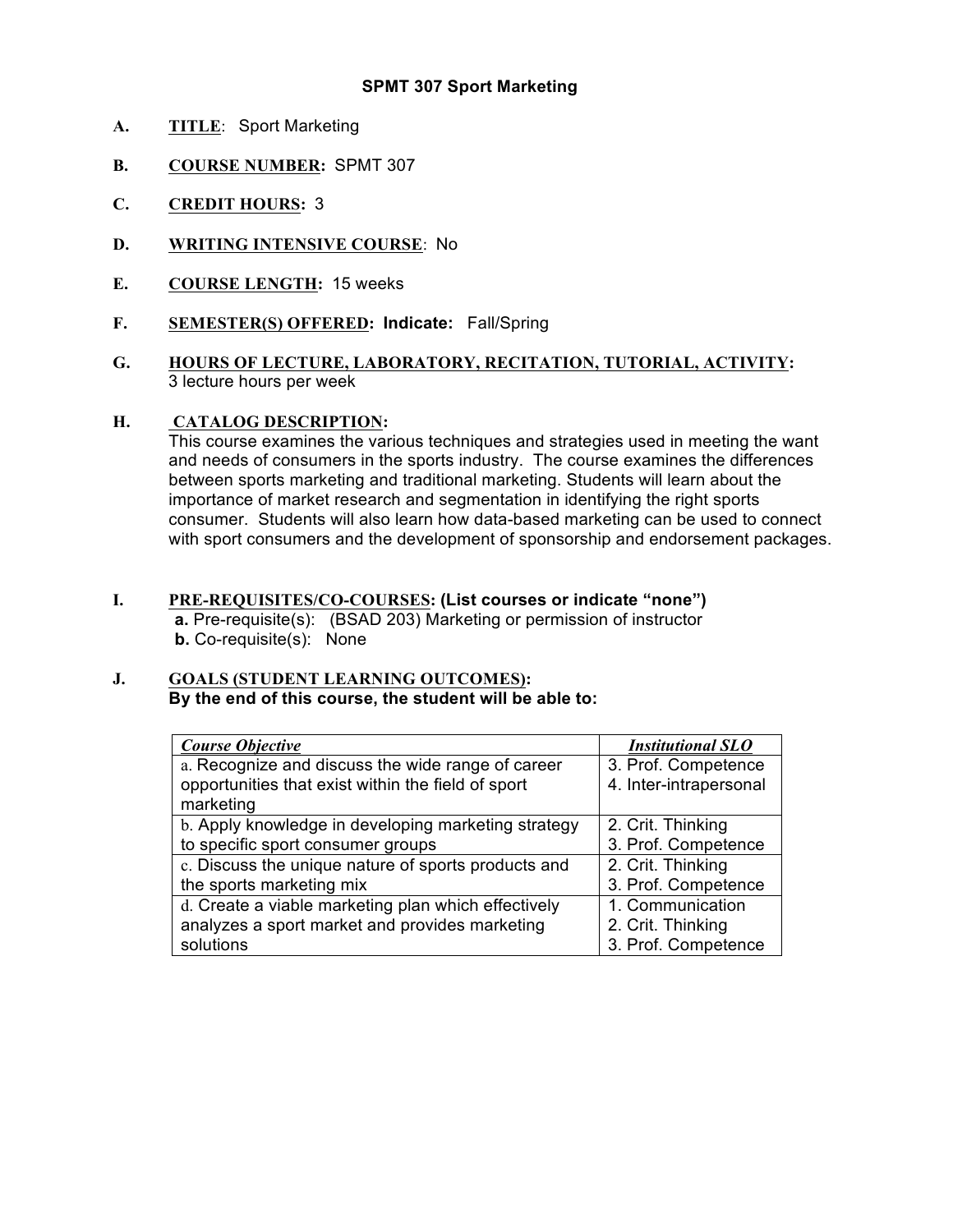# SPMT 307 Sport Marketing

**A. TITLE**: Sport Marketing

**B. COURSE NUMBER:** SPMT 307

**C. CREDIT HOURS:** 3

**D. WRITING INTENSIVE COURSE**: No

**E. COURSE LENGTH:** 15 weeks

**F. SEMESTER(S) OFFERED: Indicate:** Fall/Spring

**G. HOURS OF LECTURE, LABORATORY, RECITATION, TUTORIAL, ACTIVITY:**
3 lecture hours per week

**H. CATALOG DESCRIPTION:**
This course examines the various techniques and strategies used in meeting the want and needs of consumers in the sports industry. The course examines the differences between sports marketing and traditional marketing. Students will learn about the importance of market research and segmentation in identifying the right sports consumer. Students will also learn how data-based marketing can be used to connect with sport consumers and the development of sponsorship and endorsement packages.

**I. PRE-REQUISITES/CO-COURSES: (List courses or indicate "none")**
**a.** Pre-requisite(s): (BSAD 203) Marketing or permission of instructor
**b.** Co-requisite(s): None

**J. GOALS (STUDENT LEARNING OUTCOMES):**
**By the end of this course, the student will be able to:**

| ***Course Objective*** | ***Institutional SLO*** |
|---|---|
| a. Recognize and discuss the wide range of career opportunities that exist within the field of sport marketing | 3. Prof. Competence<br>4. Inter-intrapersonal |
| b. Apply knowledge in developing marketing strategy to specific sport consumer groups | 2. Crit. Thinking<br>3. Prof. Competence |
| c. Discuss the unique nature of sports products and the sports marketing mix | 2. Crit. Thinking<br>3. Prof. Competence |
| d. Create a viable marketing plan which effectively analyzes a sport market and provides marketing solutions | 1. Communication<br>2. Crit. Thinking<br>3. Prof. Competence |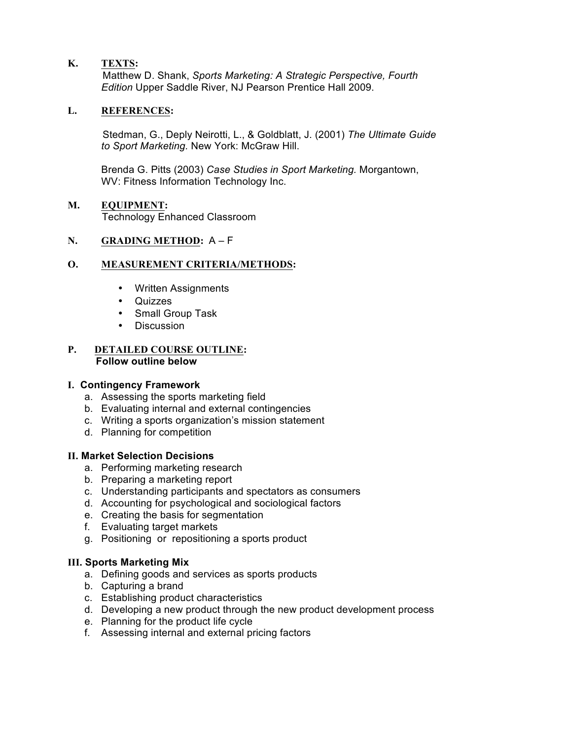**K. TEXTS:**

Matthew D. Shank, *Sports Marketing: A Strategic Perspective, Fourth Edition* Upper Saddle River, NJ Pearson Prentice Hall 2009.

**L. REFERENCES:**

Stedman, G., Deply Neirotti, L., & Goldblatt, J. (2001) *The Ultimate Guide to Sport Marketing.* New York: McGraw Hill.

Brenda G. Pitts (2003) *Case Studies in Sport Marketing.* Morgantown, WV: Fitness Information Technology Inc.

**M. EQUIPMENT:**

Technology Enhanced Classroom

**N. GRADING METHOD:** A – F

**O. MEASUREMENT CRITERIA/METHODS:**

- Written Assignments
- Quizzes
- Small Group Task
- Discussion

**P. DETAILED COURSE OUTLINE:**

**Follow outline below**

**I. Contingency Framework**

a. Assessing the sports marketing field
b. Evaluating internal and external contingencies
c. Writing a sports organization's mission statement
d. Planning for competition

**II. Market Selection Decisions**

a. Performing marketing research
b. Preparing a marketing report
c. Understanding participants and spectators as consumers
d. Accounting for psychological and sociological factors
e. Creating the basis for segmentation
f. Evaluating target markets
g. Positioning or repositioning a sports product

**III. Sports Marketing Mix**

a. Defining goods and services as sports products
b. Capturing a brand
c. Establishing product characteristics
d. Developing a new product through the new product development process
e. Planning for the product life cycle
f. Assessing internal and external pricing factors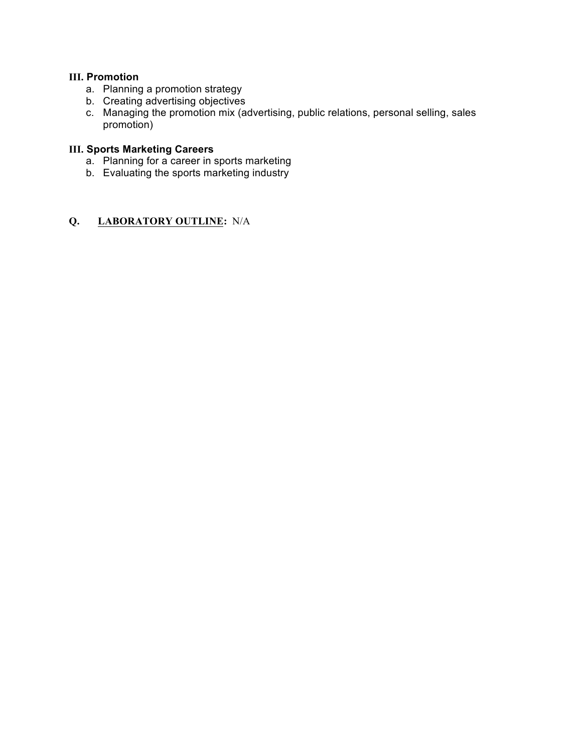**III. Promotion**

a. Planning a promotion strategy
b. Creating advertising objectives
c. Managing the promotion mix (advertising, public relations, personal selling, sales promotion)

**III. Sports Marketing Careers**

a. Planning for a career in sports marketing
b. Evaluating the sports marketing industry

**Q. <u>LABORATORY OUTLINE</u>:** N/A